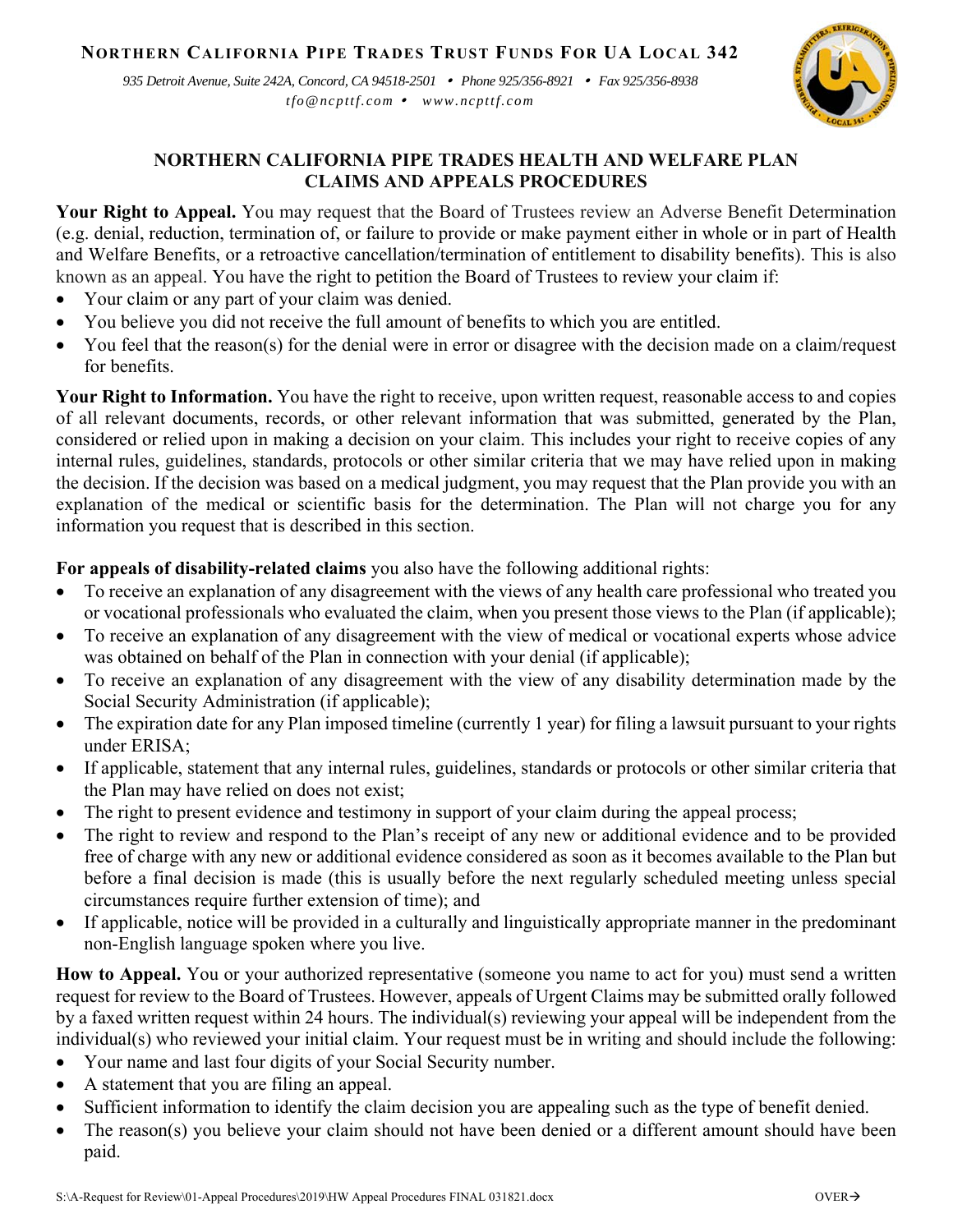**Northern California Pipe Trades Trust Funds For UA Local 342**

*935 Detroit Avenue, Suite 242A, Concord, CA 94518-2501 • Phone 925/356-8921 • Fax 925/356-8938*
*tfo@ncpttf.com • www.ncpttf.com*

## NORTHERN CALIFORNIA PIPE TRADES HEALTH AND WELFARE PLAN CLAIMS AND APPEALS PROCEDURES

**Your Right to Appeal.** You may request that the Board of Trustees review an Adverse Benefit Determination (e.g. denial, reduction, termination of, or failure to provide or make payment either in whole or in part of Health and Welfare Benefits, or a retroactive cancellation/termination of entitlement to disability benefits). This is also known as an appeal. You have the right to petition the Board of Trustees to review your claim if:

- Your claim or any part of your claim was denied.
- You believe you did not receive the full amount of benefits to which you are entitled.
- You feel that the reason(s) for the denial were in error or disagree with the decision made on a claim/request for benefits.

**Your Right to Information.** You have the right to receive, upon written request, reasonable access to and copies of all relevant documents, records, or other relevant information that was submitted, generated by the Plan, considered or relied upon in making a decision on your claim. This includes your right to receive copies of any internal rules, guidelines, standards, protocols or other similar criteria that we may have relied upon in making the decision. If the decision was based on a medical judgment, you may request that the Plan provide you with an explanation of the medical or scientific basis for the determination. The Plan will not charge you for any information you request that is described in this section.

**For appeals of disability-related claims** you also have the following additional rights:

- To receive an explanation of any disagreement with the views of any health care professional who treated you or vocational professionals who evaluated the claim, when you present those views to the Plan (if applicable);
- To receive an explanation of any disagreement with the view of medical or vocational experts whose advice was obtained on behalf of the Plan in connection with your denial (if applicable);
- To receive an explanation of any disagreement with the view of any disability determination made by the Social Security Administration (if applicable);
- The expiration date for any Plan imposed timeline (currently 1 year) for filing a lawsuit pursuant to your rights under ERISA;
- If applicable, statement that any internal rules, guidelines, standards or protocols or other similar criteria that the Plan may have relied on does not exist;
- The right to present evidence and testimony in support of your claim during the appeal process;
- The right to review and respond to the Plan's receipt of any new or additional evidence and to be provided free of charge with any new or additional evidence considered as soon as it becomes available to the Plan but before a final decision is made (this is usually before the next regularly scheduled meeting unless special circumstances require further extension of time); and
- If applicable, notice will be provided in a culturally and linguistically appropriate manner in the predominant non-English language spoken where you live.

**How to Appeal.** You or your authorized representative (someone you name to act for you) must send a written request for review to the Board of Trustees. However, appeals of Urgent Claims may be submitted orally followed by a faxed written request within 24 hours. The individual(s) reviewing your appeal will be independent from the individual(s) who reviewed your initial claim. Your request must be in writing and should include the following:

- Your name and last four digits of your Social Security number.
- A statement that you are filing an appeal.
- Sufficient information to identify the claim decision you are appealing such as the type of benefit denied.
- The reason(s) you believe your claim should not have been denied or a different amount should have been paid.

OVER→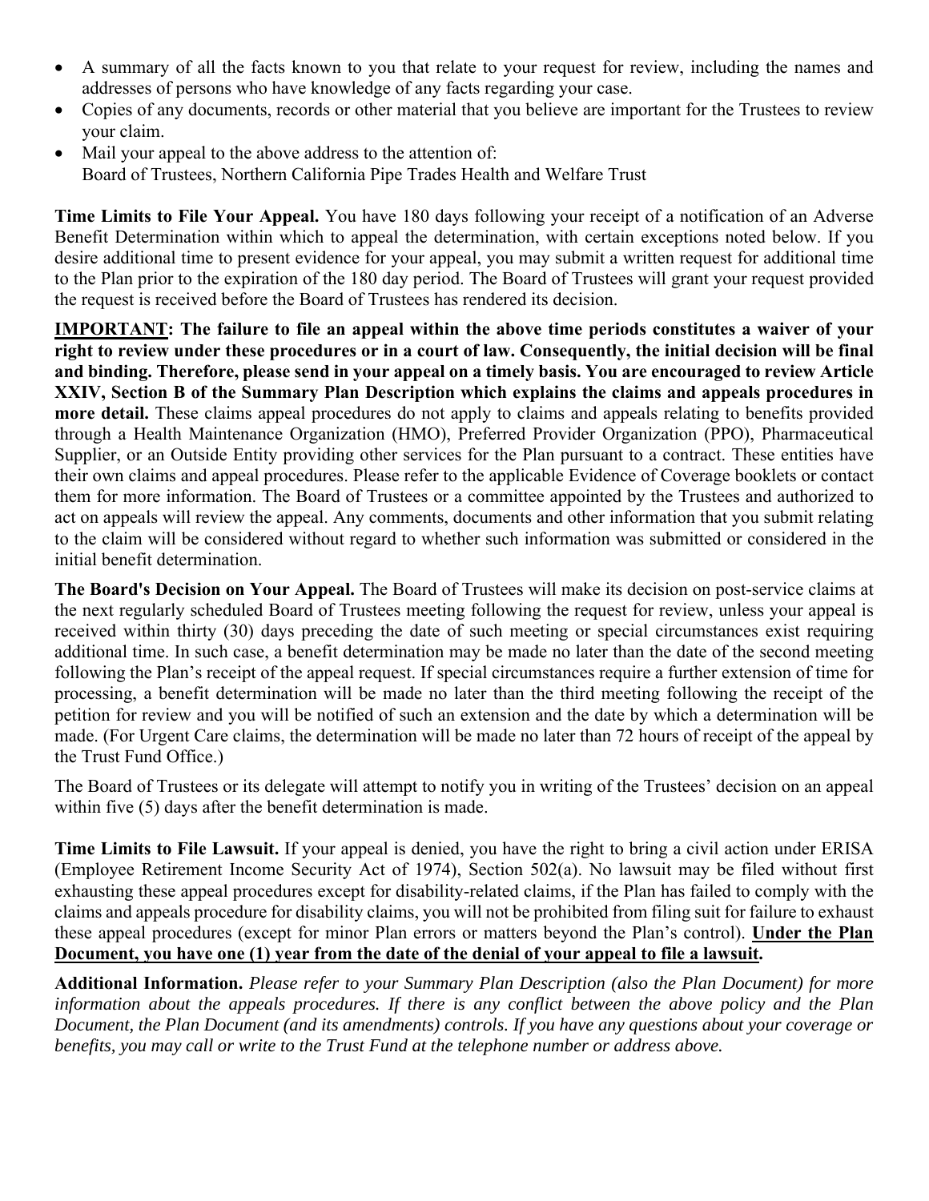- A summary of all the facts known to you that relate to your request for review, including the names and addresses of persons who have knowledge of any facts regarding your case.
- Copies of any documents, records or other material that you believe are important for the Trustees to review your claim.
- Mail your appeal to the above address to the attention of:
  Board of Trustees, Northern California Pipe Trades Health and Welfare Trust

**Time Limits to File Your Appeal.** You have 180 days following your receipt of a notification of an Adverse Benefit Determination within which to appeal the determination, with certain exceptions noted below. If you desire additional time to present evidence for your appeal, you may submit a written request for additional time to the Plan prior to the expiration of the 180 day period. The Board of Trustees will grant your request provided the request is received before the Board of Trustees has rendered its decision.

**<u>IMPORTANT</u>: The failure to file an appeal within the above time periods constitutes a waiver of your right to review under these procedures or in a court of law. Consequently, the initial decision will be final and binding. Therefore, please send in your appeal on a timely basis. You are encouraged to review Article XXIV, Section B of the Summary Plan Description which explains the claims and appeals procedures in more detail.** These claims appeal procedures do not apply to claims and appeals relating to benefits provided through a Health Maintenance Organization (HMO), Preferred Provider Organization (PPO), Pharmaceutical Supplier, or an Outside Entity providing other services for the Plan pursuant to a contract. These entities have their own claims and appeal procedures. Please refer to the applicable Evidence of Coverage booklets or contact them for more information. The Board of Trustees or a committee appointed by the Trustees and authorized to act on appeals will review the appeal. Any comments, documents and other information that you submit relating to the claim will be considered without regard to whether such information was submitted or considered in the initial benefit determination.

**The Board's Decision on Your Appeal.** The Board of Trustees will make its decision on post-service claims at the next regularly scheduled Board of Trustees meeting following the request for review, unless your appeal is received within thirty (30) days preceding the date of such meeting or special circumstances exist requiring additional time. In such case, a benefit determination may be made no later than the date of the second meeting following the Plan's receipt of the appeal request. If special circumstances require a further extension of time for processing, a benefit determination will be made no later than the third meeting following the receipt of the petition for review and you will be notified of such an extension and the date by which a determination will be made. (For Urgent Care claims, the determination will be made no later than 72 hours of receipt of the appeal by the Trust Fund Office.)

The Board of Trustees or its delegate will attempt to notify you in writing of the Trustees' decision on an appeal within five (5) days after the benefit determination is made.

**Time Limits to File Lawsuit.** If your appeal is denied, you have the right to bring a civil action under ERISA (Employee Retirement Income Security Act of 1974), Section 502(a). No lawsuit may be filed without first exhausting these appeal procedures except for disability-related claims, if the Plan has failed to comply with the claims and appeals procedure for disability claims, you will not be prohibited from filing suit for failure to exhaust these appeal procedures (except for minor Plan errors or matters beyond the Plan's control). **<u>Under the Plan Document, you have one (1) year from the date of the denial of your appeal to file a lawsuit</u>.**

**Additional Information.** *Please refer to your Summary Plan Description (also the Plan Document) for more information about the appeals procedures. If there is any conflict between the above policy and the Plan Document, the Plan Document (and its amendments) controls. If you have any questions about your coverage or benefits, you may call or write to the Trust Fund at the telephone number or address above.*